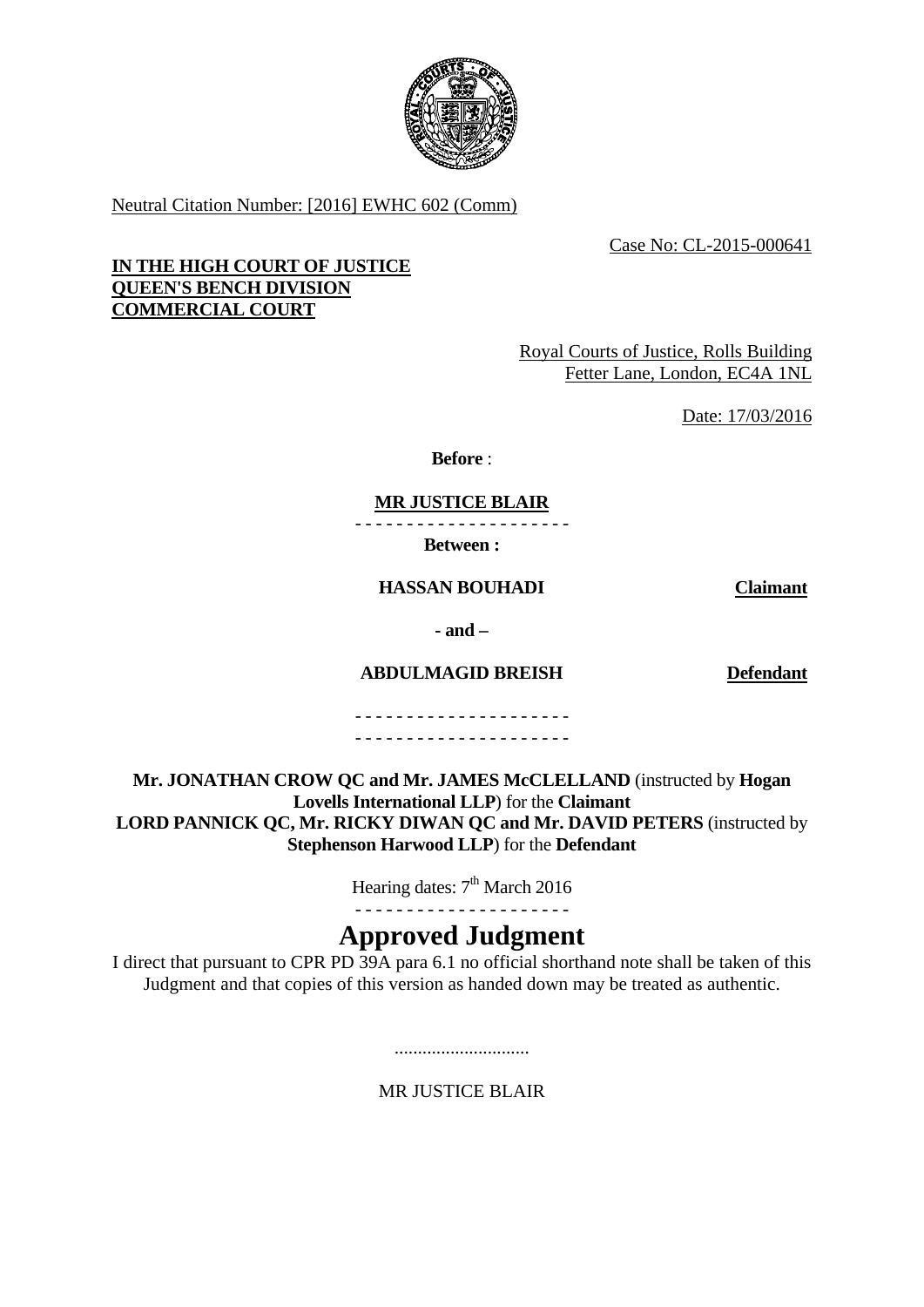Neutral Citation Number: [2016] EWHC 602 (Comm)

Case No: CL-2015-000641

**IN THE HIGH COURT OF JUSTICE**
**QUEEN'S BENCH DIVISION**
**COMMERCIAL COURT**

Royal Courts of Justice, Rolls Building
Fetter Lane, London, EC4A 1NL

Date: 17/03/2016

**Before** :

**MR JUSTICE BLAIR**

- - - - - - - - - - - - - - - - - - - - -

**Between :**

| | |
|---|---|
| **HASSAN BOUHADI** | **Claimant** |
| **- and –** | |
| **ABDULMAGID BREISH** | **Defendant** |

- - - - - - - - - - - - - - - - - - - - -
- - - - - - - - - - - - - - - - - - - - -

**Mr. JONATHAN CROW QC and Mr. JAMES McCLELLAND** (instructed by **Hogan Lovells International LLP**) for the **Claimant**
**LORD PANNICK QC, Mr. RICKY DIWAN QC and Mr. DAVID PETERS** (instructed by **Stephenson Harwood LLP**) for the **Defendant**

Hearing dates: 7th March 2016

- - - - - - - - - - - - - - - - - - - - -

# Approved Judgment

I direct that pursuant to CPR PD 39A para 6.1 no official shorthand note shall be taken of this Judgment and that copies of this version as handed down may be treated as authentic.

.............................

MR JUSTICE BLAIR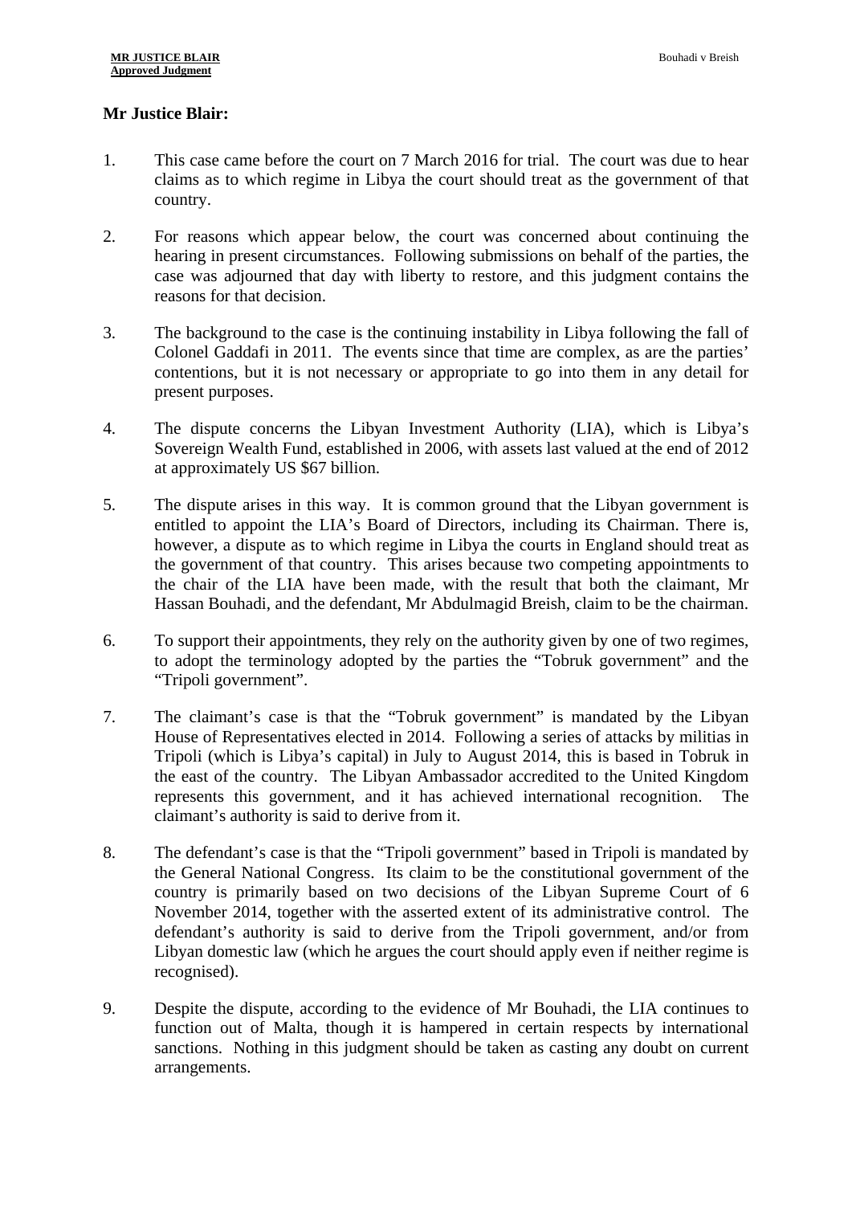**Mr Justice Blair:**

1. This case came before the court on 7 March 2016 for trial. The court was due to hear claims as to which regime in Libya the court should treat as the government of that country.

2. For reasons which appear below, the court was concerned about continuing the hearing in present circumstances. Following submissions on behalf of the parties, the case was adjourned that day with liberty to restore, and this judgment contains the reasons for that decision.

3. The background to the case is the continuing instability in Libya following the fall of Colonel Gaddafi in 2011. The events since that time are complex, as are the parties' contentions, but it is not necessary or appropriate to go into them in any detail for present purposes.

4. The dispute concerns the Libyan Investment Authority (LIA), which is Libya's Sovereign Wealth Fund, established in 2006, with assets last valued at the end of 2012 at approximately US $67 billion.

5. The dispute arises in this way. It is common ground that the Libyan government is entitled to appoint the LIA's Board of Directors, including its Chairman. There is, however, a dispute as to which regime in Libya the courts in England should treat as the government of that country. This arises because two competing appointments to the chair of the LIA have been made, with the result that both the claimant, Mr Hassan Bouhadi, and the defendant, Mr Abdulmagid Breish, claim to be the chairman.

6. To support their appointments, they rely on the authority given by one of two regimes, to adopt the terminology adopted by the parties the "Tobruk government" and the "Tripoli government".

7. The claimant's case is that the "Tobruk government" is mandated by the Libyan House of Representatives elected in 2014. Following a series of attacks by militias in Tripoli (which is Libya's capital) in July to August 2014, this is based in Tobruk in the east of the country. The Libyan Ambassador accredited to the United Kingdom represents this government, and it has achieved international recognition. The claimant's authority is said to derive from it.

8. The defendant's case is that the "Tripoli government" based in Tripoli is mandated by the General National Congress. Its claim to be the constitutional government of the country is primarily based on two decisions of the Libyan Supreme Court of 6 November 2014, together with the asserted extent of its administrative control. The defendant's authority is said to derive from the Tripoli government, and/or from Libyan domestic law (which he argues the court should apply even if neither regime is recognised).

9. Despite the dispute, according to the evidence of Mr Bouhadi, the LIA continues to function out of Malta, though it is hampered in certain respects by international sanctions. Nothing in this judgment should be taken as casting any doubt on current arrangements.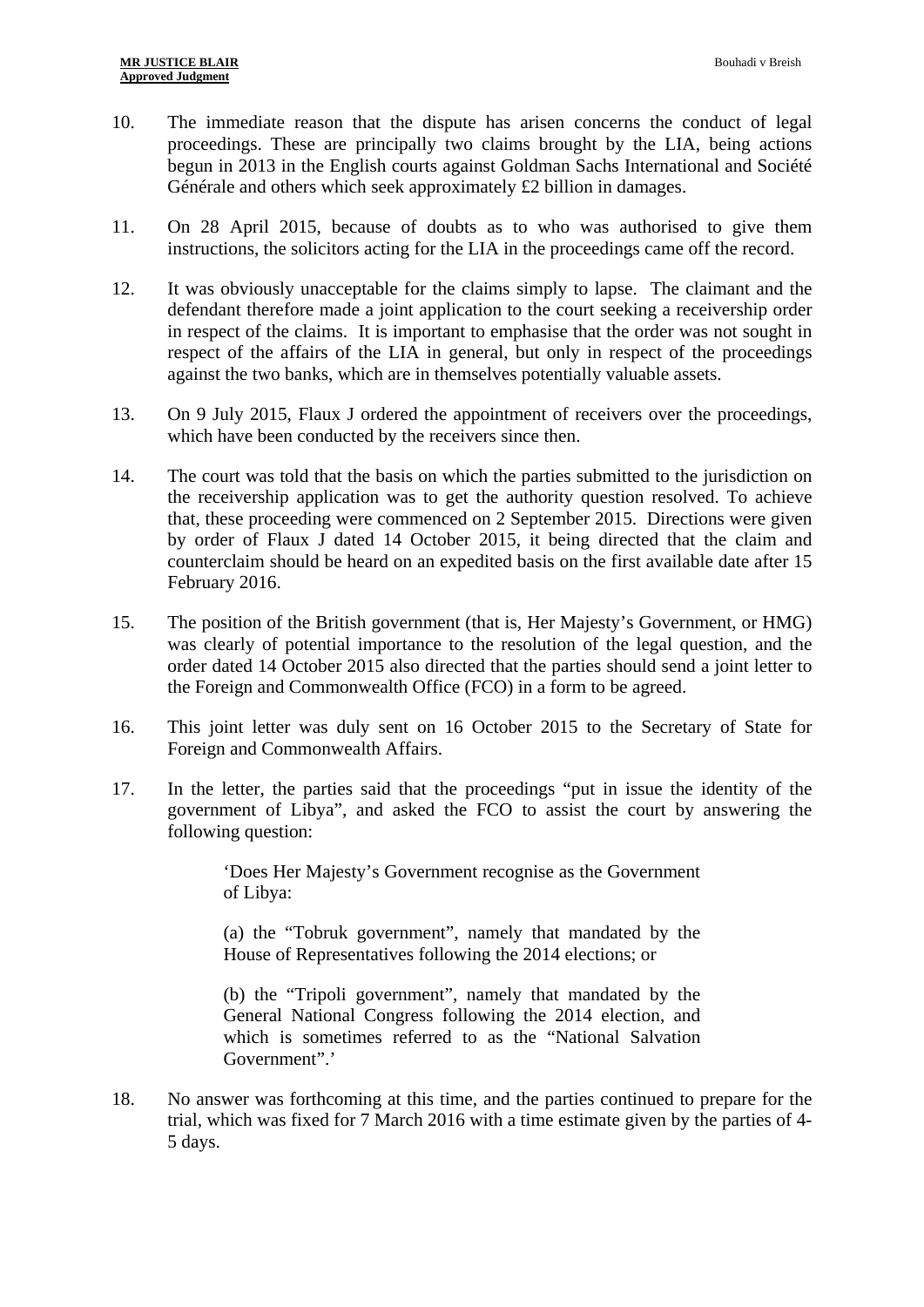10. The immediate reason that the dispute has arisen concerns the conduct of legal proceedings. These are principally two claims brought by the LIA, being actions begun in 2013 in the English courts against Goldman Sachs International and Société Générale and others which seek approximately £2 billion in damages.

11. On 28 April 2015, because of doubts as to who was authorised to give them instructions, the solicitors acting for the LIA in the proceedings came off the record.

12. It was obviously unacceptable for the claims simply to lapse. The claimant and the defendant therefore made a joint application to the court seeking a receivership order in respect of the claims. It is important to emphasise that the order was not sought in respect of the affairs of the LIA in general, but only in respect of the proceedings against the two banks, which are in themselves potentially valuable assets.

13. On 9 July 2015, Flaux J ordered the appointment of receivers over the proceedings, which have been conducted by the receivers since then.

14. The court was told that the basis on which the parties submitted to the jurisdiction on the receivership application was to get the authority question resolved. To achieve that, these proceeding were commenced on 2 September 2015. Directions were given by order of Flaux J dated 14 October 2015, it being directed that the claim and counterclaim should be heard on an expedited basis on the first available date after 15 February 2016.

15. The position of the British government (that is, Her Majesty's Government, or HMG) was clearly of potential importance to the resolution of the legal question, and the order dated 14 October 2015 also directed that the parties should send a joint letter to the Foreign and Commonwealth Office (FCO) in a form to be agreed.

16. This joint letter was duly sent on 16 October 2015 to the Secretary of State for Foreign and Commonwealth Affairs.

17. In the letter, the parties said that the proceedings "put in issue the identity of the government of Libya", and asked the FCO to assist the court by answering the following question:

> 'Does Her Majesty's Government recognise as the Government of Libya:
>
> (a) the "Tobruk government", namely that mandated by the House of Representatives following the 2014 elections; or
>
> (b) the "Tripoli government", namely that mandated by the General National Congress following the 2014 election, and which is sometimes referred to as the "National Salvation Government".'

18. No answer was forthcoming at this time, and the parties continued to prepare for the trial, which was fixed for 7 March 2016 with a time estimate given by the parties of 4-5 days.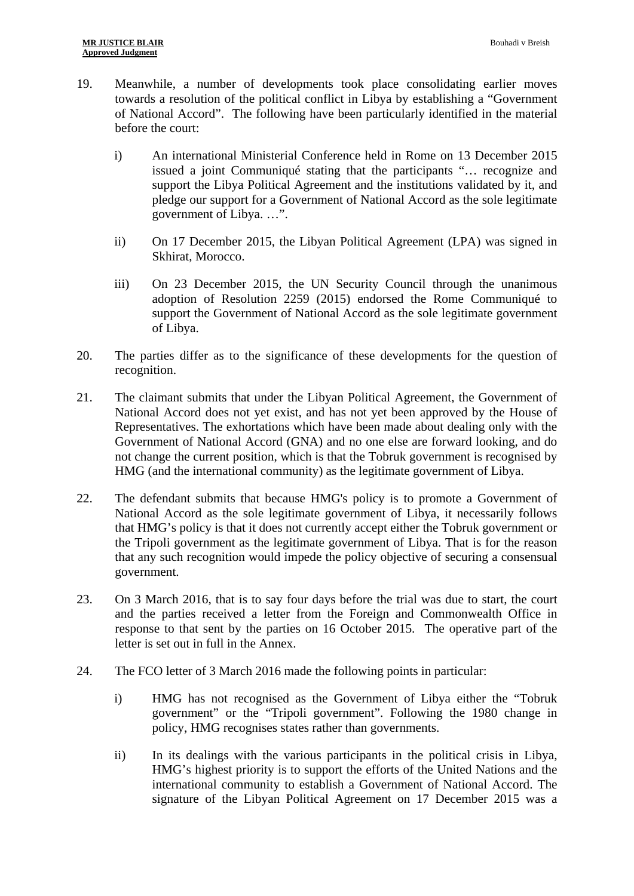19. Meanwhile, a number of developments took place consolidating earlier moves towards a resolution of the political conflict in Libya by establishing a "Government of National Accord". The following have been particularly identified in the material before the court:

    i) An international Ministerial Conference held in Rome on 13 December 2015 issued a joint Communiqué stating that the participants "… recognize and support the Libya Political Agreement and the institutions validated by it, and pledge our support for a Government of National Accord as the sole legitimate government of Libya. …".

    ii) On 17 December 2015, the Libyan Political Agreement (LPA) was signed in Skhirat, Morocco.

    iii) On 23 December 2015, the UN Security Council through the unanimous adoption of Resolution 2259 (2015) endorsed the Rome Communiqué to support the Government of National Accord as the sole legitimate government of Libya.

20. The parties differ as to the significance of these developments for the question of recognition.

21. The claimant submits that under the Libyan Political Agreement, the Government of National Accord does not yet exist, and has not yet been approved by the House of Representatives. The exhortations which have been made about dealing only with the Government of National Accord (GNA) and no one else are forward looking, and do not change the current position, which is that the Tobruk government is recognised by HMG (and the international community) as the legitimate government of Libya.

22. The defendant submits that because HMG's policy is to promote a Government of National Accord as the sole legitimate government of Libya, it necessarily follows that HMG's policy is that it does not currently accept either the Tobruk government or the Tripoli government as the legitimate government of Libya. That is for the reason that any such recognition would impede the policy objective of securing a consensual government.

23. On 3 March 2016, that is to say four days before the trial was due to start, the court and the parties received a letter from the Foreign and Commonwealth Office in response to that sent by the parties on 16 October 2015. The operative part of the letter is set out in full in the Annex.

24. The FCO letter of 3 March 2016 made the following points in particular:

    i) HMG has not recognised as the Government of Libya either the "Tobruk government" or the "Tripoli government". Following the 1980 change in policy, HMG recognises states rather than governments.

    ii) In its dealings with the various participants in the political crisis in Libya, HMG's highest priority is to support the efforts of the United Nations and the international community to establish a Government of National Accord. The signature of the Libyan Political Agreement on 17 December 2015 was a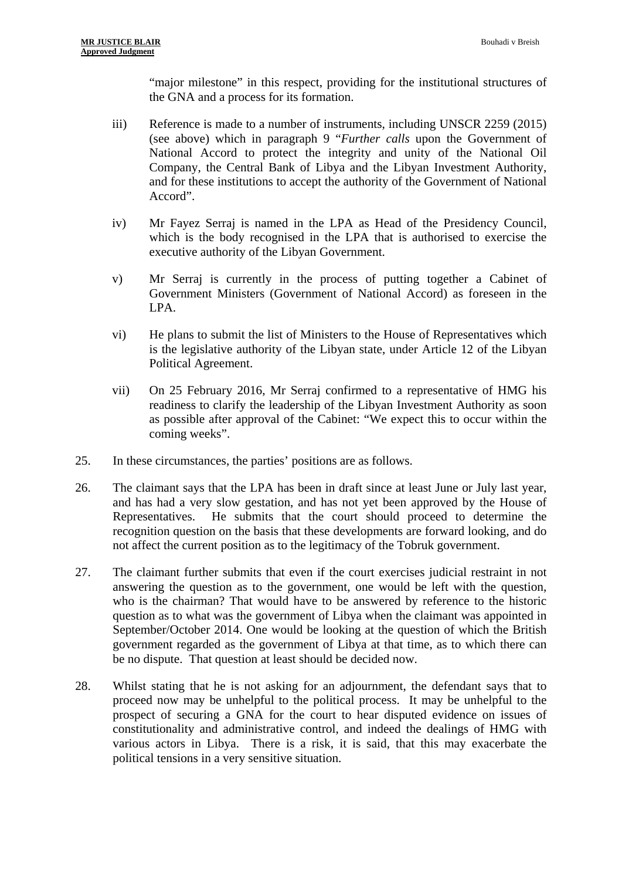"major milestone" in this respect, providing for the institutional structures of the GNA and a process for its formation.

iii) Reference is made to a number of instruments, including UNSCR 2259 (2015) (see above) which in paragraph 9 "*Further calls* upon the Government of National Accord to protect the integrity and unity of the National Oil Company, the Central Bank of Libya and the Libyan Investment Authority, and for these institutions to accept the authority of the Government of National Accord".

iv) Mr Fayez Serraj is named in the LPA as Head of the Presidency Council, which is the body recognised in the LPA that is authorised to exercise the executive authority of the Libyan Government.

v) Mr Serraj is currently in the process of putting together a Cabinet of Government Ministers (Government of National Accord) as foreseen in the LPA.

vi) He plans to submit the list of Ministers to the House of Representatives which is the legislative authority of the Libyan state, under Article 12 of the Libyan Political Agreement.

vii) On 25 February 2016, Mr Serraj confirmed to a representative of HMG his readiness to clarify the leadership of the Libyan Investment Authority as soon as possible after approval of the Cabinet: "We expect this to occur within the coming weeks".

25. In these circumstances, the parties' positions are as follows.

26. The claimant says that the LPA has been in draft since at least June or July last year, and has had a very slow gestation, and has not yet been approved by the House of Representatives. He submits that the court should proceed to determine the recognition question on the basis that these developments are forward looking, and do not affect the current position as to the legitimacy of the Tobruk government.

27. The claimant further submits that even if the court exercises judicial restraint in not answering the question as to the government, one would be left with the question, who is the chairman? That would have to be answered by reference to the historic question as to what was the government of Libya when the claimant was appointed in September/October 2014. One would be looking at the question of which the British government regarded as the government of Libya at that time, as to which there can be no dispute. That question at least should be decided now.

28. Whilst stating that he is not asking for an adjournment, the defendant says that to proceed now may be unhelpful to the political process. It may be unhelpful to the prospect of securing a GNA for the court to hear disputed evidence on issues of constitutionality and administrative control, and indeed the dealings of HMG with various actors in Libya. There is a risk, it is said, that this may exacerbate the political tensions in a very sensitive situation.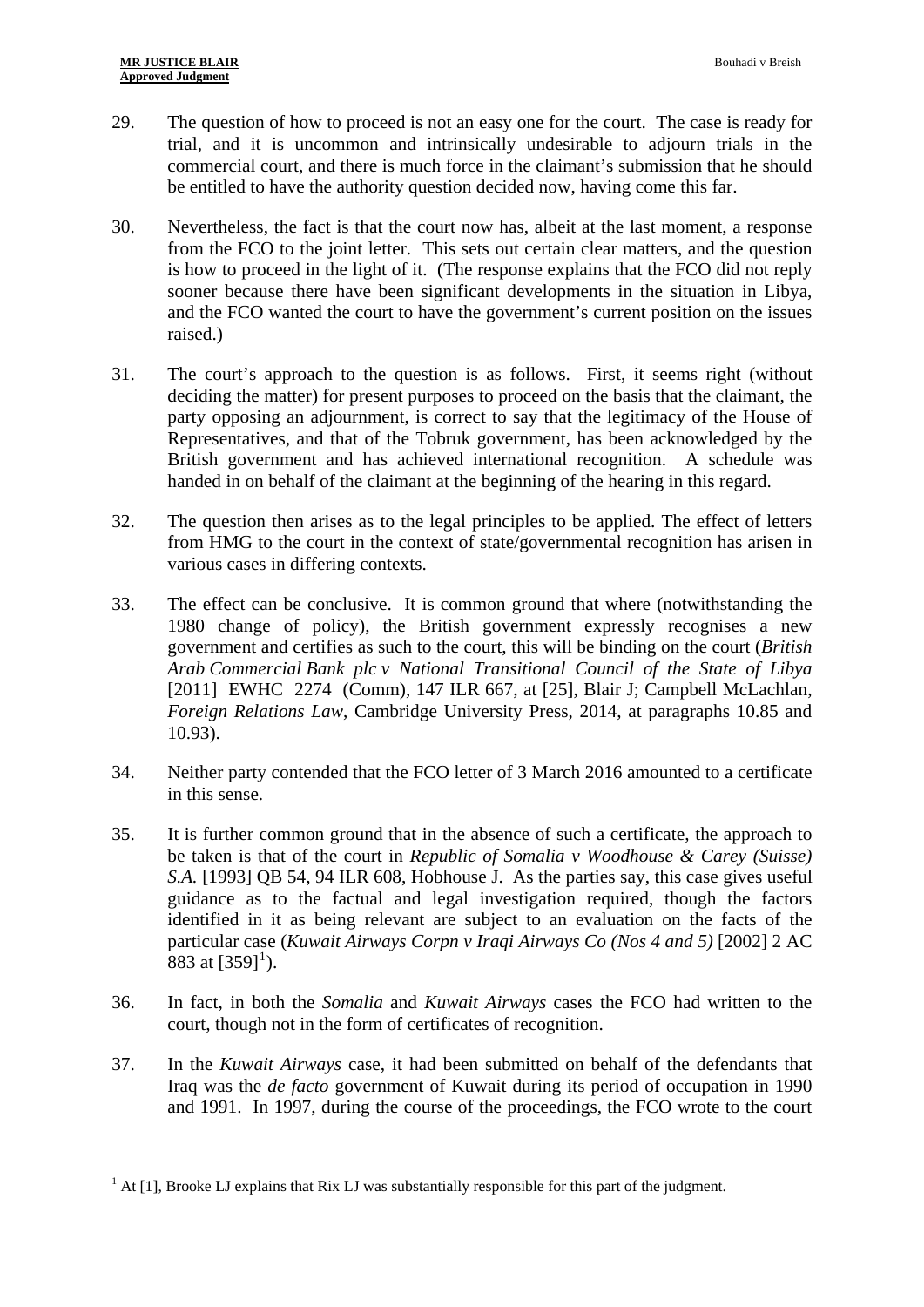29. The question of how to proceed is not an easy one for the court. The case is ready for trial, and it is uncommon and intrinsically undesirable to adjourn trials in the commercial court, and there is much force in the claimant's submission that he should be entitled to have the authority question decided now, having come this far.

30. Nevertheless, the fact is that the court now has, albeit at the last moment, a response from the FCO to the joint letter. This sets out certain clear matters, and the question is how to proceed in the light of it. (The response explains that the FCO did not reply sooner because there have been significant developments in the situation in Libya, and the FCO wanted the court to have the government's current position on the issues raised.)

31. The court's approach to the question is as follows. First, it seems right (without deciding the matter) for present purposes to proceed on the basis that the claimant, the party opposing an adjournment, is correct to say that the legitimacy of the House of Representatives, and that of the Tobruk government, has been acknowledged by the British government and has achieved international recognition. A schedule was handed in on behalf of the claimant at the beginning of the hearing in this regard.

32. The question then arises as to the legal principles to be applied. The effect of letters from HMG to the court in the context of state/governmental recognition has arisen in various cases in differing contexts.

33. The effect can be conclusive. It is common ground that where (notwithstanding the 1980 change of policy), the British government expressly recognises a new government and certifies as such to the court, this will be binding on the court (*British Arab Commercial Bank plc v National Transitional Council of the State of Libya* [2011] EWHC 2274 (Comm), 147 ILR 667, at [25], Blair J; Campbell McLachlan, *Foreign Relations Law*, Cambridge University Press, 2014, at paragraphs 10.85 and 10.93).

34. Neither party contended that the FCO letter of 3 March 2016 amounted to a certificate in this sense.

35. It is further common ground that in the absence of such a certificate, the approach to be taken is that of the court in *Republic of Somalia v Woodhouse & Carey (Suisse) S.A.* [1993] QB 54, 94 ILR 608, Hobhouse J. As the parties say, this case gives useful guidance as to the factual and legal investigation required, though the factors identified in it as being relevant are subject to an evaluation on the facts of the particular case (*Kuwait Airways Corpn v Iraqi Airways Co (Nos 4 and 5)* [2002] 2 AC 883 at [359][1]).

36. In fact, in both the *Somalia* and *Kuwait Airways* cases the FCO had written to the court, though not in the form of certificates of recognition.

37. In the *Kuwait Airways* case, it had been submitted on behalf of the defendants that Iraq was the *de facto* government of Kuwait during its period of occupation in 1990 and 1991. In 1997, during the course of the proceedings, the FCO wrote to the court

[1] At [1], Brooke LJ explains that Rix LJ was substantially responsible for this part of the judgment.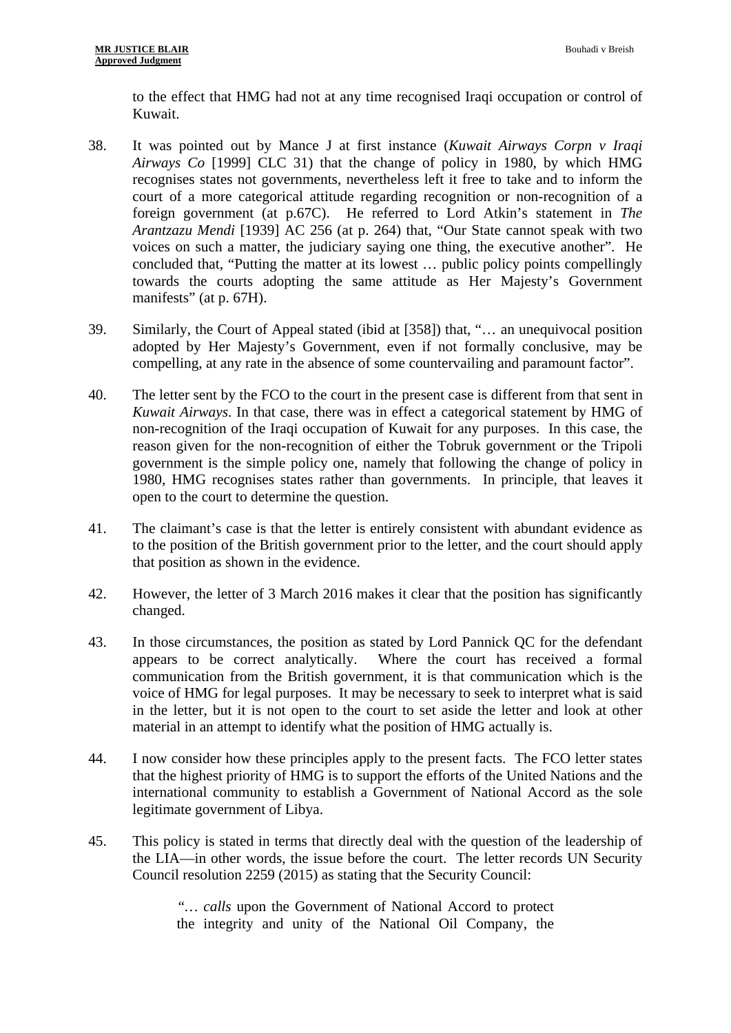to the effect that HMG had not at any time recognised Iraqi occupation or control of Kuwait.

38. It was pointed out by Mance J at first instance (*Kuwait Airways Corpn v Iraqi Airways Co* [1999] CLC 31) that the change of policy in 1980, by which HMG recognises states not governments, nevertheless left it free to take and to inform the court of a more categorical attitude regarding recognition or non-recognition of a foreign government (at p.67C). He referred to Lord Atkin's statement in *The Arantzazu Mendi* [1939] AC 256 (at p. 264) that, "Our State cannot speak with two voices on such a matter, the judiciary saying one thing, the executive another". He concluded that, "Putting the matter at its lowest … public policy points compellingly towards the courts adopting the same attitude as Her Majesty's Government manifests" (at p. 67H).

39. Similarly, the Court of Appeal stated (ibid at [358]) that, "… an unequivocal position adopted by Her Majesty's Government, even if not formally conclusive, may be compelling, at any rate in the absence of some countervailing and paramount factor".

40. The letter sent by the FCO to the court in the present case is different from that sent in *Kuwait Airways*. In that case, there was in effect a categorical statement by HMG of non-recognition of the Iraqi occupation of Kuwait for any purposes. In this case, the reason given for the non-recognition of either the Tobruk government or the Tripoli government is the simple policy one, namely that following the change of policy in 1980, HMG recognises states rather than governments. In principle, that leaves it open to the court to determine the question.

41. The claimant's case is that the letter is entirely consistent with abundant evidence as to the position of the British government prior to the letter, and the court should apply that position as shown in the evidence.

42. However, the letter of 3 March 2016 makes it clear that the position has significantly changed.

43. In those circumstances, the position as stated by Lord Pannick QC for the defendant appears to be correct analytically. Where the court has received a formal communication from the British government, it is that communication which is the voice of HMG for legal purposes. It may be necessary to seek to interpret what is said in the letter, but it is not open to the court to set aside the letter and look at other material in an attempt to identify what the position of HMG actually is.

44. I now consider how these principles apply to the present facts. The FCO letter states that the highest priority of HMG is to support the efforts of the United Nations and the international community to establish a Government of National Accord as the sole legitimate government of Libya.

45. This policy is stated in terms that directly deal with the question of the leadership of the LIA—in other words, the issue before the court. The letter records UN Security Council resolution 2259 (2015) as stating that the Security Council:

> "… *calls* upon the Government of National Accord to protect the integrity and unity of the National Oil Company, the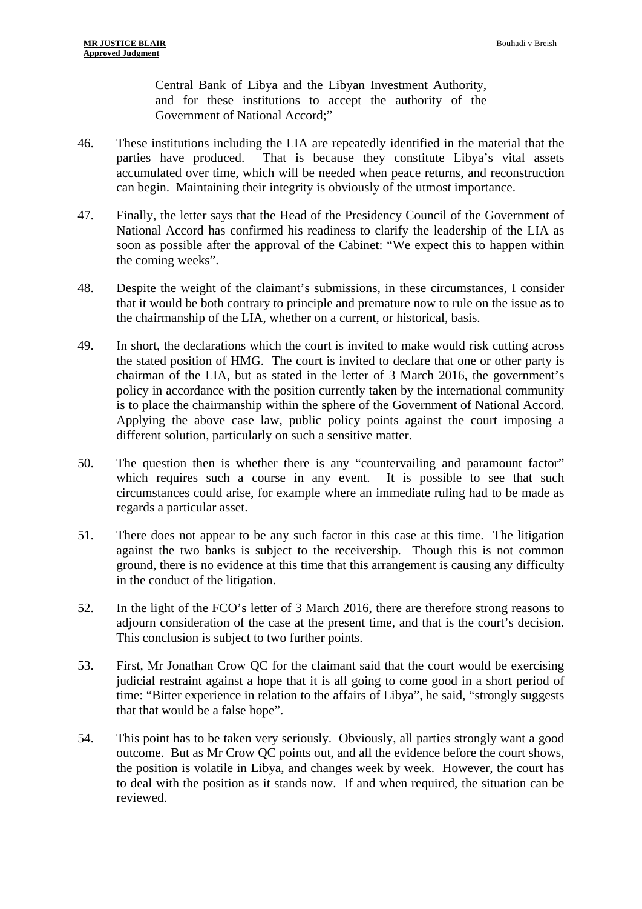> Central Bank of Libya and the Libyan Investment Authority, and for these institutions to accept the authority of the Government of National Accord;"

46. These institutions including the LIA are repeatedly identified in the material that the parties have produced. That is because they constitute Libya's vital assets accumulated over time, which will be needed when peace returns, and reconstruction can begin. Maintaining their integrity is obviously of the utmost importance.

47. Finally, the letter says that the Head of the Presidency Council of the Government of National Accord has confirmed his readiness to clarify the leadership of the LIA as soon as possible after the approval of the Cabinet: "We expect this to happen within the coming weeks".

48. Despite the weight of the claimant's submissions, in these circumstances, I consider that it would be both contrary to principle and premature now to rule on the issue as to the chairmanship of the LIA, whether on a current, or historical, basis.

49. In short, the declarations which the court is invited to make would risk cutting across the stated position of HMG. The court is invited to declare that one or other party is chairman of the LIA, but as stated in the letter of 3 March 2016, the government's policy in accordance with the position currently taken by the international community is to place the chairmanship within the sphere of the Government of National Accord. Applying the above case law, public policy points against the court imposing a different solution, particularly on such a sensitive matter.

50. The question then is whether there is any "countervailing and paramount factor" which requires such a course in any event. It is possible to see that such circumstances could arise, for example where an immediate ruling had to be made as regards a particular asset.

51. There does not appear to be any such factor in this case at this time. The litigation against the two banks is subject to the receivership. Though this is not common ground, there is no evidence at this time that this arrangement is causing any difficulty in the conduct of the litigation.

52. In the light of the FCO's letter of 3 March 2016, there are therefore strong reasons to adjourn consideration of the case at the present time, and that is the court's decision. This conclusion is subject to two further points.

53. First, Mr Jonathan Crow QC for the claimant said that the court would be exercising judicial restraint against a hope that it is all going to come good in a short period of time: "Bitter experience in relation to the affairs of Libya", he said, "strongly suggests that that would be a false hope".

54. This point has to be taken very seriously. Obviously, all parties strongly want a good outcome. But as Mr Crow QC points out, and all the evidence before the court shows, the position is volatile in Libya, and changes week by week. However, the court has to deal with the position as it stands now. If and when required, the situation can be reviewed.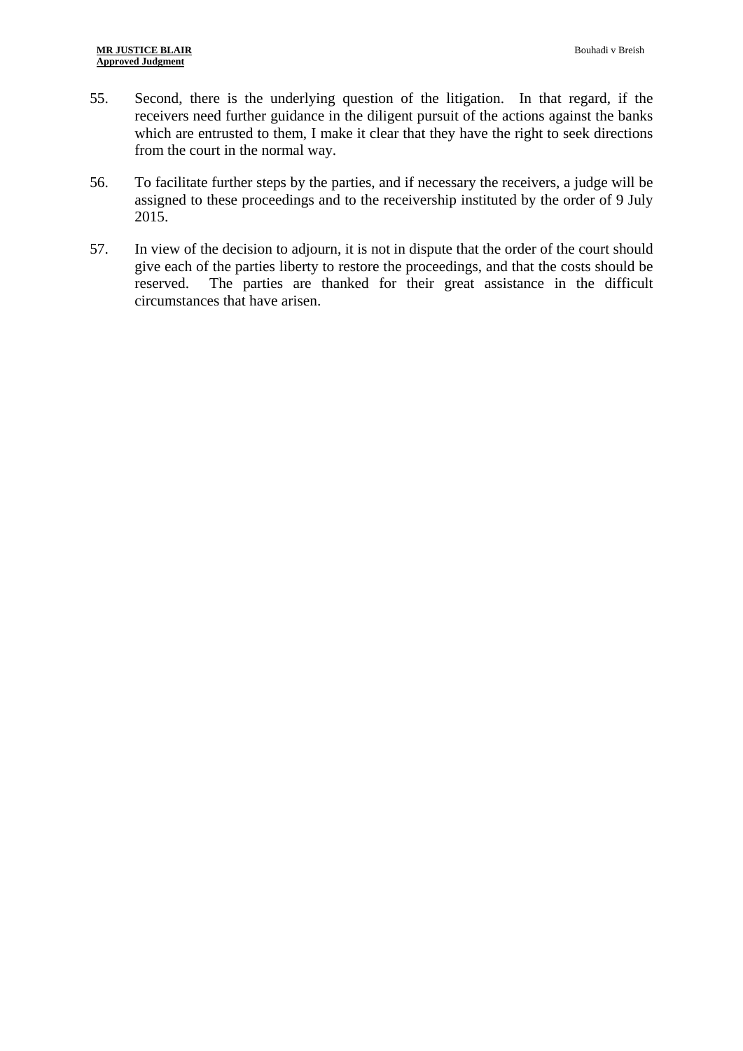55. Second, there is the underlying question of the litigation. In that regard, if the receivers need further guidance in the diligent pursuit of the actions against the banks which are entrusted to them, I make it clear that they have the right to seek directions from the court in the normal way.

56. To facilitate further steps by the parties, and if necessary the receivers, a judge will be assigned to these proceedings and to the receivership instituted by the order of 9 July 2015.

57. In view of the decision to adjourn, it is not in dispute that the order of the court should give each of the parties liberty to restore the proceedings, and that the costs should be reserved. The parties are thanked for their great assistance in the difficult circumstances that have arisen.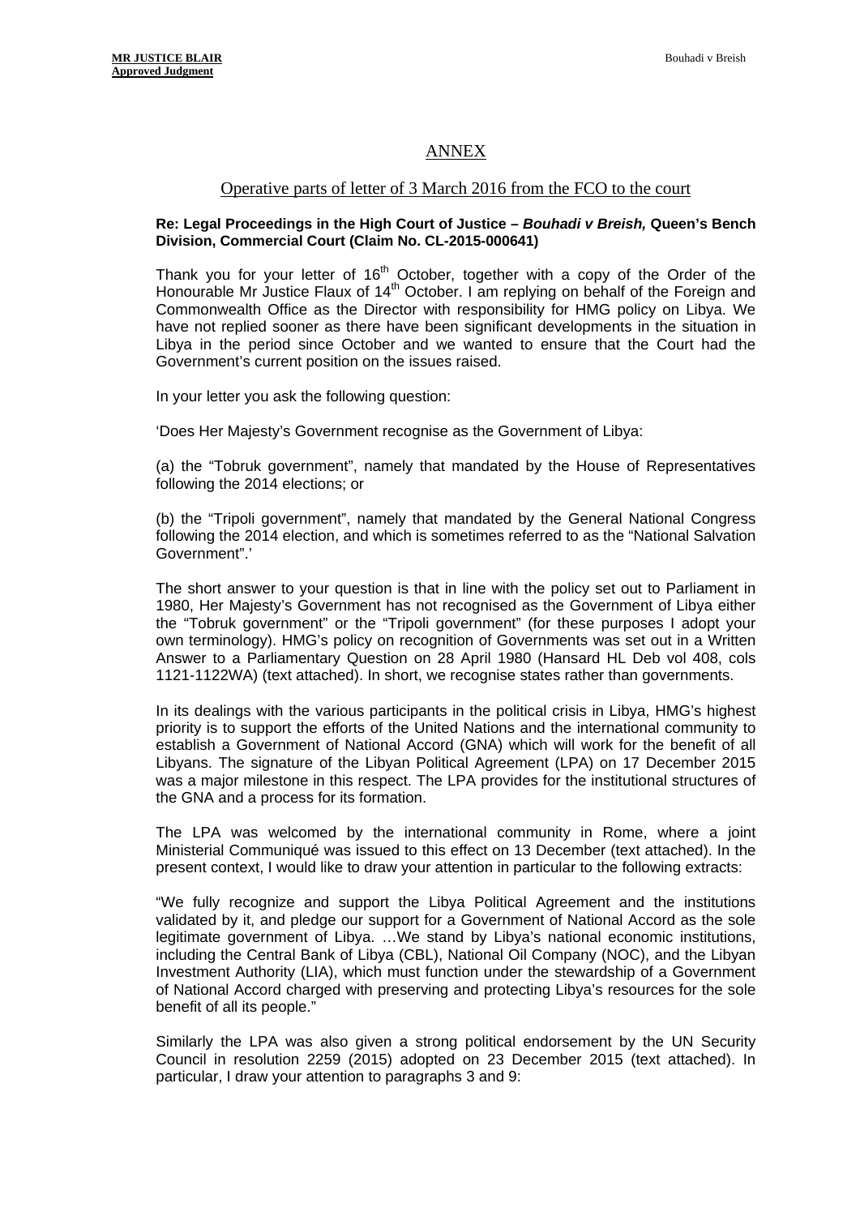## ANNEX

### Operative parts of letter of 3 March 2016 from the FCO to the court

**Re: Legal Proceedings in the High Court of Justice – *Bouhadi v Breish,* Queen's Bench Division, Commercial Court (Claim No. CL-2015-000641)**

Thank you for your letter of 16th October, together with a copy of the Order of the Honourable Mr Justice Flaux of 14th October. I am replying on behalf of the Foreign and Commonwealth Office as the Director with responsibility for HMG policy on Libya. We have not replied sooner as there have been significant developments in the situation in Libya in the period since October and we wanted to ensure that the Court had the Government's current position on the issues raised.

In your letter you ask the following question:

'Does Her Majesty's Government recognise as the Government of Libya:

(a) the "Tobruk government", namely that mandated by the House of Representatives following the 2014 elections; or

(b) the "Tripoli government", namely that mandated by the General National Congress following the 2014 election, and which is sometimes referred to as the "National Salvation Government".'

The short answer to your question is that in line with the policy set out to Parliament in 1980, Her Majesty's Government has not recognised as the Government of Libya either the "Tobruk government" or the "Tripoli government" (for these purposes I adopt your own terminology). HMG's policy on recognition of Governments was set out in a Written Answer to a Parliamentary Question on 28 April 1980 (Hansard HL Deb vol 408, cols 1121-1122WA) (text attached). In short, we recognise states rather than governments.

In its dealings with the various participants in the political crisis in Libya, HMG's highest priority is to support the efforts of the United Nations and the international community to establish a Government of National Accord (GNA) which will work for the benefit of all Libyans. The signature of the Libyan Political Agreement (LPA) on 17 December 2015 was a major milestone in this respect. The LPA provides for the institutional structures of the GNA and a process for its formation.

The LPA was welcomed by the international community in Rome, where a joint Ministerial Communiqué was issued to this effect on 13 December (text attached). In the present context, I would like to draw your attention in particular to the following extracts:

"We fully recognize and support the Libya Political Agreement and the institutions validated by it, and pledge our support for a Government of National Accord as the sole legitimate government of Libya. …We stand by Libya's national economic institutions, including the Central Bank of Libya (CBL), National Oil Company (NOC), and the Libyan Investment Authority (LIA), which must function under the stewardship of a Government of National Accord charged with preserving and protecting Libya's resources for the sole benefit of all its people."

Similarly the LPA was also given a strong political endorsement by the UN Security Council in resolution 2259 (2015) adopted on 23 December 2015 (text attached). In particular, I draw your attention to paragraphs 3 and 9: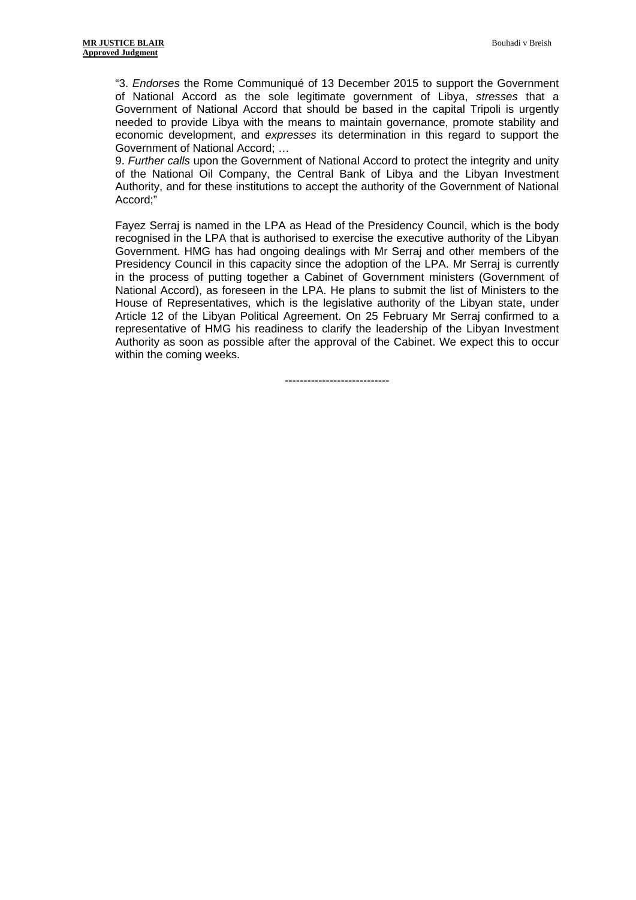"3. *Endorses* the Rome Communiqué of 13 December 2015 to support the Government of National Accord as the sole legitimate government of Libya, *stresses* that a Government of National Accord that should be based in the capital Tripoli is urgently needed to provide Libya with the means to maintain governance, promote stability and economic development, and *expresses* its determination in this regard to support the Government of National Accord; …

9. *Further calls* upon the Government of National Accord to protect the integrity and unity of the National Oil Company, the Central Bank of Libya and the Libyan Investment Authority, and for these institutions to accept the authority of the Government of National Accord;"

Fayez Serraj is named in the LPA as Head of the Presidency Council, which is the body recognised in the LPA that is authorised to exercise the executive authority of the Libyan Government. HMG has had ongoing dealings with Mr Serraj and other members of the Presidency Council in this capacity since the adoption of the LPA. Mr Serraj is currently in the process of putting together a Cabinet of Government ministers (Government of National Accord), as foreseen in the LPA. He plans to submit the list of Ministers to the House of Representatives, which is the legislative authority of the Libyan state, under Article 12 of the Libyan Political Agreement. On 25 February Mr Serraj confirmed to a representative of HMG his readiness to clarify the leadership of the Libyan Investment Authority as soon as possible after the approval of the Cabinet. We expect this to occur within the coming weeks.

---------------------------